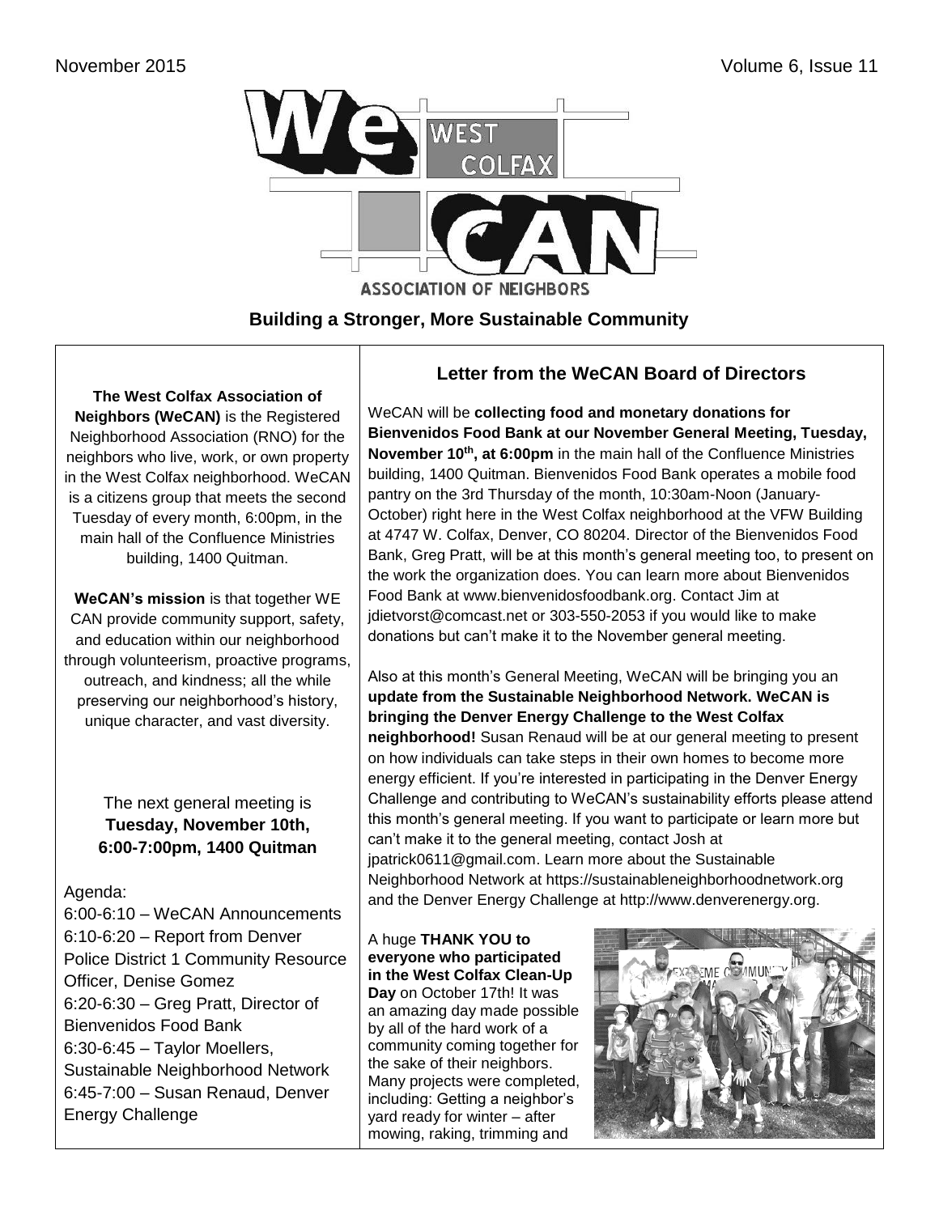# WeCAN West Colfax Association of Neighbors

**Building a Stronger, More Sustainable Community**

**The West Colfax Association of Neighbors (WeCAN)** is the Registered Neighborhood Association (RNO) for the neighbors who live, work, or own property in the West Colfax neighborhood. WeCAN is a citizens group that meets the second Tuesday of every month, 6:00pm, in the main hall of the Confluence Ministries building, 1400 Quitman.

**WeCAN's mission** is that together WE CAN provide community support, safety, and education within our neighborhood through volunteerism, proactive programs, outreach, and kindness; all the while preserving our neighborhood's history, unique character, and vast diversity.

The next general meeting is **Tuesday, November 10th, 6:00-7:00pm, 1400 Quitman**

Agenda:

6:00-6:10 – WeCAN Announcements
6:10-6:20 – Report from Denver Police District 1 Community Resource Officer, Denise Gomez
6:20-6:30 – Greg Pratt, Director of Bienvenidos Food Bank
6:30-6:45 – Taylor Moellers, Sustainable Neighborhood Network
6:45-7:00 – Susan Renaud, Denver Energy Challenge

## Letter from the WeCAN Board of Directors

WeCAN will be **collecting food and monetary donations for Bienvenidos Food Bank at our November General Meeting, Tuesday, November 10th, at 6:00pm** in the main hall of the Confluence Ministries building, 1400 Quitman. Bienvenidos Food Bank operates a mobile food pantry on the 3rd Thursday of the month, 10:30am-Noon (January-October) right here in the West Colfax neighborhood at the VFW Building at 4747 W. Colfax, Denver, CO 80204. Director of the Bienvenidos Food Bank, Greg Pratt, will be at this month's general meeting too, to present on the work the organization does. You can learn more about Bienvenidos Food Bank at www.bienvenidosfoodbank.org. Contact Jim at jdietvorst@comcast.net or 303-550-2053 if you would like to make donations but can't make it to the November general meeting.

Also at this month's General Meeting, WeCAN will be bringing you an **update from the Sustainable Neighborhood Network. WeCAN is bringing the Denver Energy Challenge to the West Colfax neighborhood!** Susan Renaud will be at our general meeting to present on how individuals can take steps in their own homes to become more energy efficient. If you're interested in participating in the Denver Energy Challenge and contributing to WeCAN's sustainability efforts please attend this month's general meeting. If you want to participate or learn more but can't make it to the general meeting, contact Josh at jpatrick0611@gmail.com. Learn more about the Sustainable Neighborhood Network at https://sustainableneighborhoodnetwork.org and the Denver Energy Challenge at http://www.denverenergy.org.

A huge **THANK YOU to everyone who participated in the West Colfax Clean-Up Day** on October 17th! It was an amazing day made possible by all of the hard work of a community coming together for the sake of their neighbors. Many projects were completed, including: Getting a neighbor's yard ready for winter – after mowing, raking, trimming and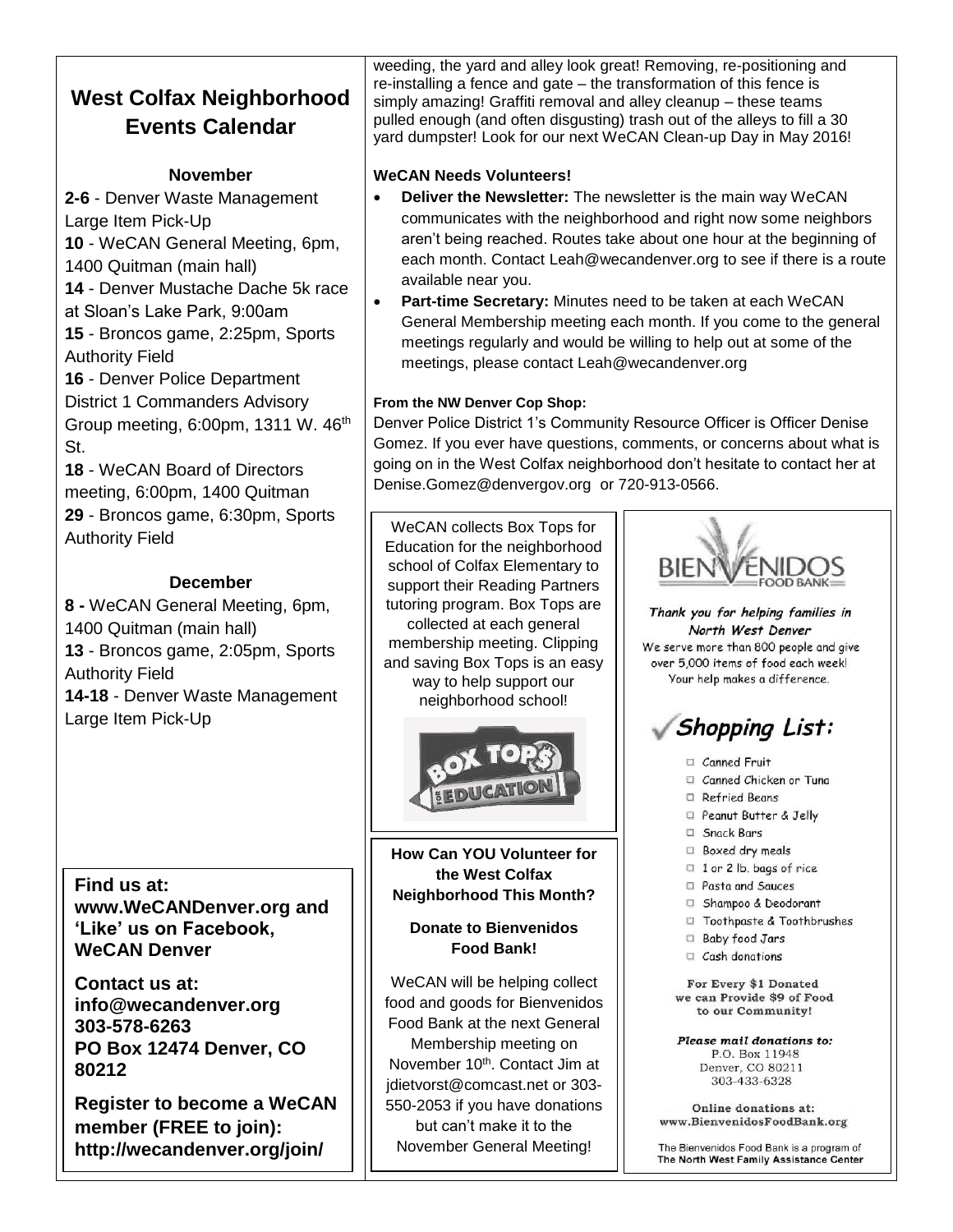## West Colfax Neighborhood Events Calendar

**November**

**2-6** - Denver Waste Management Large Item Pick-Up
**10** - WeCAN General Meeting, 6pm, 1400 Quitman (main hall)
**14** - Denver Mustache Dache 5k race at Sloan's Lake Park, 9:00am
**15** - Broncos game, 2:25pm, Sports Authority Field
**16** - Denver Police Department District 1 Commanders Advisory Group meeting, 6:00pm, 1311 W. 46th St.
**18** - WeCAN Board of Directors meeting, 6:00pm, 1400 Quitman
**29** - Broncos game, 6:30pm, Sports Authority Field

**December**

**8 -** WeCAN General Meeting, 6pm, 1400 Quitman (main hall)
**13** - Broncos game, 2:05pm, Sports Authority Field
**14-18** - Denver Waste Management Large Item Pick-Up

**Find us at: www.WeCANDenver.org and 'Like' us on Facebook, WeCAN Denver**

**Contact us at: info@wecandenver.org 303-578-6263 PO Box 12474 Denver, CO 80212**

**Register to become a WeCAN member (FREE to join): http://wecandenver.org/join/**

weeding, the yard and alley look great! Removing, re-positioning and re-installing a fence and gate – the transformation of this fence is simply amazing! Graffiti removal and alley cleanup – these teams pulled enough (and often disgusting) trash out of the alleys to fill a 30 yard dumpster! Look for our next WeCAN Clean-up Day in May 2016!

**WeCAN Needs Volunteers!**

- **Deliver the Newsletter:** The newsletter is the main way WeCAN communicates with the neighborhood and right now some neighbors aren't being reached. Routes take about one hour at the beginning of each month. Contact Leah@wecandenver.org to see if there is a route available near you.
- **Part-time Secretary:** Minutes need to be taken at each WeCAN General Membership meeting each month. If you come to the general meetings regularly and would be willing to help out at some of the meetings, please contact Leah@wecandenver.org

**From the NW Denver Cop Shop:**

Denver Police District 1's Community Resource Officer is Officer Denise Gomez. If you ever have questions, comments, or concerns about what is going on in the West Colfax neighborhood don't hesitate to contact her at Denise.Gomez@denvergov.org or 720-913-0566.

WeCAN collects Box Tops for Education for the neighborhood school of Colfax Elementary to support their Reading Partners tutoring program. Box Tops are collected at each general membership meeting. Clipping and saving Box Tops is an easy way to help support our neighborhood school!

BOX TOPS FOR EDUCATION

**How Can YOU Volunteer for the West Colfax Neighborhood This Month?**

**Donate to Bienvenidos Food Bank!**

WeCAN will be helping collect food and goods for Bienvenidos Food Bank at the next General Membership meeting on November 10th. Contact Jim at jdietvorst@comcast.net or 303-550-2053 if you have donations but can't make it to the November General Meeting!

BIENVENIDOS FOOD BANK

*Thank you for helping families in North West Denver*

We serve more than 800 people and give over 5,000 items of food each week! Your help makes a difference.

### ✓Shopping List:

- Canned Fruit
- Canned Chicken or Tuna
- Refried Beans
- Peanut Butter & Jelly
- Snack Bars
- Boxed dry meals
- 1 or 2 lb. bags of rice
- Pasta and Sauces
- Shampoo & Deodorant
- Toothpaste & Toothbrushes
- Baby food Jars
- Cash donations

**For Every $1 Donated we can Provide $9 of Food to our Community!**

***Please mail donations to:***
P.O. Box 11948
Denver, CO 80211
303-433-6328

**Online donations at: www.BienvenidosFoodBank.org**

The Bienvenidos Food Bank is a program of **The North West Family Assistance Center**